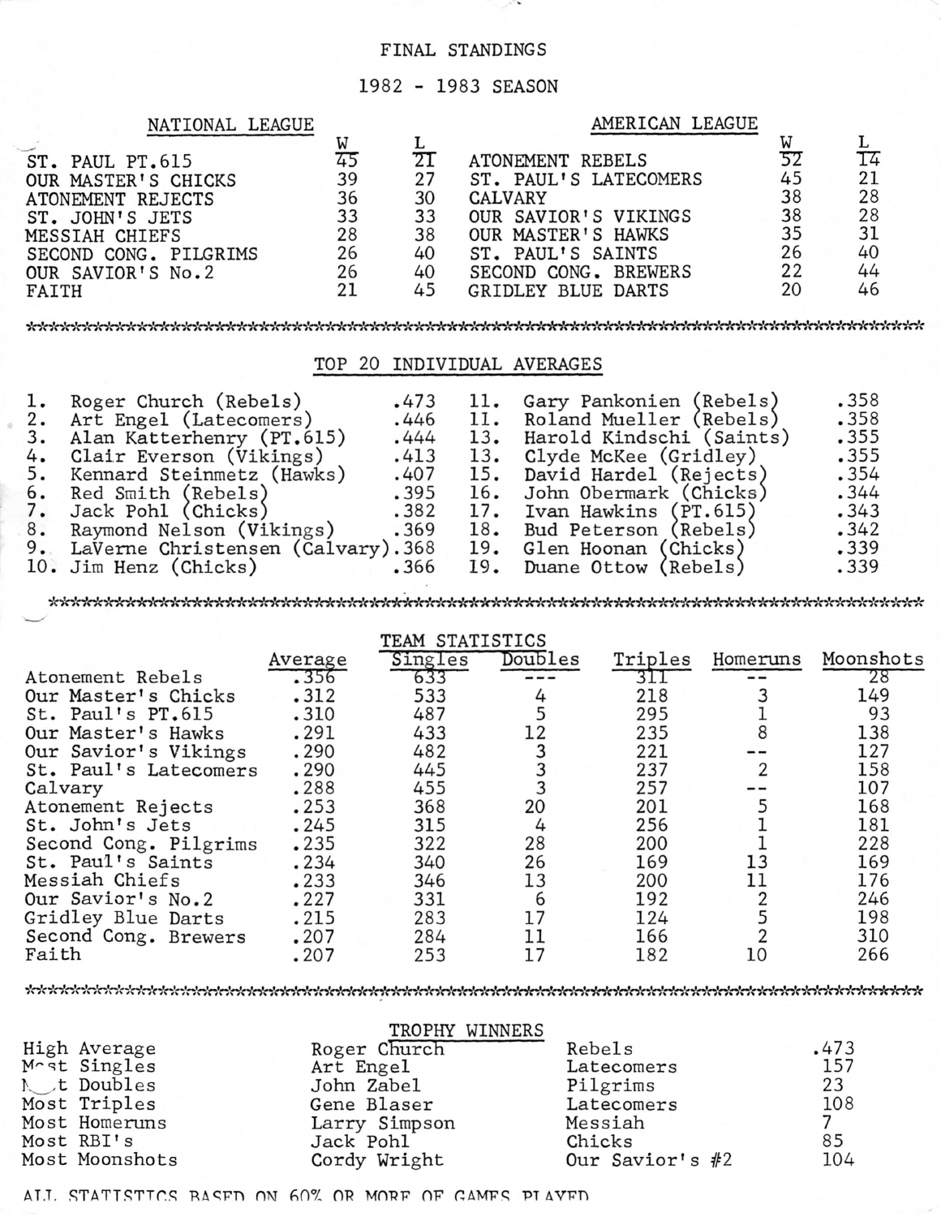# FINAL STANDINGS

## 1982 - 1983 SEASON

| NATIONAL LEAGUE | W | L |
|---|---|---|
| ST. PAUL PT.615 | 45 | 21 |
| OUR MASTER'S CHICKS | 39 | 27 |
| ATONEMENT REJECTS | 36 | 30 |
| ST. JOHN'S JETS | 33 | 33 |
| MESSIAH CHIEFS | 28 | 38 |
| SECOND CONG. PILGRIMS | 26 | 40 |
| OUR SAVIOR'S No.2 | 26 | 40 |
| FAITH | 21 | 45 |

| AMERICAN LEAGUE | W | L |
|---|---|---|
| ATONEMENT REBELS | 52 | 14 |
| ST. PAUL'S LATECOMERS | 45 | 21 |
| CALVARY | 38 | 28 |
| OUR SAVIOR'S VIKINGS | 38 | 28 |
| OUR MASTER'S HAWKS | 35 | 31 |
| ST. PAUL'S SAINTS | 26 | 40 |
| SECOND CONG. BREWERS | 22 | 44 |
| GRIDLEY BLUE DARTS | 20 | 46 |

***

## TOP 20 INDIVIDUAL AVERAGES

| | | |
|---|---|---|
| 1. | Roger Church (Rebels) | .473 |
| 2. | Art Engel (Latecomers) | .446 |
| 3. | Alan Katterhenry (PT.615) | .444 |
| 4. | Clair Everson (Vikings) | .413 |
| 5. | Kennard Steinmetz (Hawks) | .407 |
| 6. | Red Smith (Rebels) | .395 |
| 7. | Jack Pohl (Chicks) | .382 |
| 8. | Raymond Nelson (Vikings) | .369 |
| 9. | LaVerne Christensen (Calvary) | .368 |
| 10. | Jim Henz (Chicks) | .366 |
| 11. | Gary Pankonien (Rebels) | .358 |
| 11. | Roland Mueller (Rebels) | .358 |
| 13. | Harold Kindschi (Saints) | .355 |
| 13. | Clyde McKee (Gridley) | .355 |
| 15. | David Hardel (Rejects) | .354 |
| 16. | John Obermark (Chicks) | .344 |
| 17. | Ivan Hawkins (PT.615) | .343 |
| 18. | Bud Peterson (Rebels) | .342 |
| 19. | Glen Hoonan (Chicks) | .339 |
| 19. | Duane Ottow (Rebels) | .339 |

***

## TEAM STATISTICS

| | Average | Singles | Doubles | Triples | Homeruns | Moonshots |
|---|---|---|---|---|---|---|
| Atonement Rebels | .356 | 633 | --- | 311 | -- | 28 |
| Our Master's Chicks | .312 | 533 | 4 | 218 | 3 | 149 |
| St. Paul's PT.615 | .310 | 487 | 5 | 295 | 1 | 93 |
| Our Master's Hawks | .291 | 433 | 12 | 235 | 8 | 138 |
| Our Savior's Vikings | .290 | 482 | 3 | 221 | -- | 127 |
| St. Paul's Latecomers | .290 | 445 | 3 | 237 | 2 | 158 |
| Calvary | .288 | 455 | 3 | 257 | -- | 107 |
| Atonement Rejects | .253 | 368 | 20 | 201 | 5 | 168 |
| St. John's Jets | .245 | 315 | 4 | 256 | 1 | 181 |
| Second Cong. Pilgrims | .235 | 322 | 28 | 200 | 1 | 228 |
| St. Paul's Saints | .234 | 340 | 26 | 169 | 13 | 169 |
| Messiah Chiefs | .233 | 346 | 13 | 200 | 11 | 176 |
| Our Savior's No.2 | .227 | 331 | 6 | 192 | 2 | 246 |
| Gridley Blue Darts | .215 | 283 | 17 | 124 | 5 | 198 |
| Second Cong. Brewers | .207 | 284 | 11 | 166 | 2 | 310 |
| Faith | .207 | 253 | 17 | 182 | 10 | 266 |

***

## TROPHY WINNERS

| | | | |
|---|---|---|---|
| High Average | Roger Church | Rebels | .473 |
| Most Singles | Art Engel | Latecomers | 157 |
| Most Doubles | John Zabel | Pilgrims | 23 |
| Most Triples | Gene Blaser | Latecomers | 108 |
| Most Homeruns | Larry Simpson | Messiah | 7 |
| Most RBI's | Jack Pohl | Chicks | 85 |
| Most Moonshots | Cordy Wright | Our Savior's #2 | 104 |

ALL STATISTICS BASED ON 60% OR MORE OF GAMES PLAYED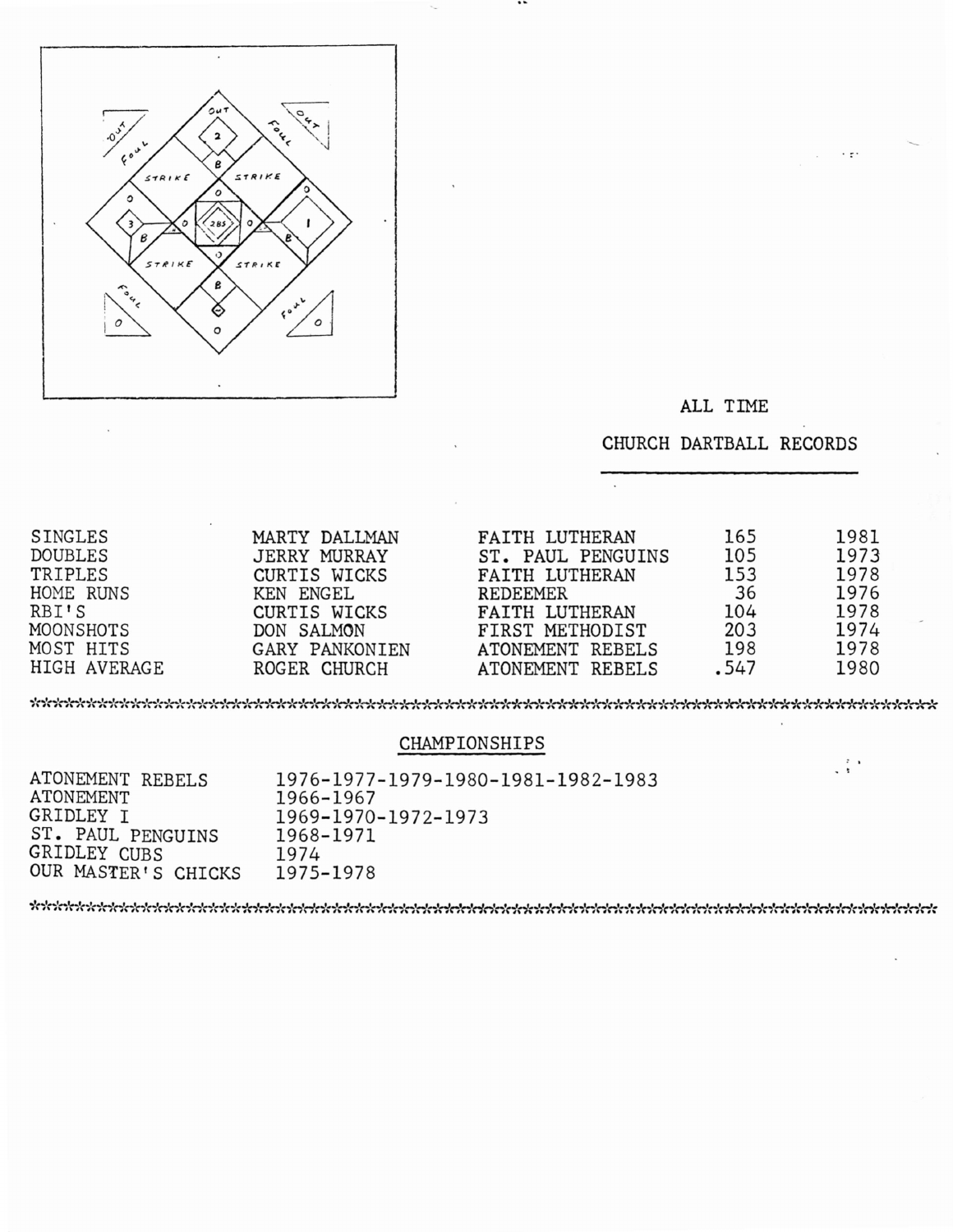ALL TIME

CHURCH DARTBALL RECORDS

| | | | | |
|---|---|---|---|---|
| SINGLES | MARTY DALLMAN | FAITH LUTHERAN | 165 | 1981 |
| DOUBLES | JERRY MURRAY | ST. PAUL PENGUINS | 105 | 1973 |
| TRIPLES | CURTIS WICKS | FAITH LUTHERAN | 153 | 1978 |
| HOME RUNS | KEN ENGEL | REDEEMER | 36 | 1976 |
| RBI'S | CURTIS WICKS | FAITH LUTHERAN | 104 | 1978 |
| MOONSHOTS | DON SALMON | FIRST METHODIST | 203 | 1974 |
| MOST HITS | GARY PANKONIEN | ATONEMENT REBELS | 198 | 1978 |
| HIGH AVERAGE | ROGER CHURCH | ATONEMENT REBELS | .547 | 1980 |

\*\*\*\*\*\*\*\*\*\*\*\*\*\*\*\*\*\*\*\*\*\*\*\*\*\*\*\*\*\*\*\*\*\*\*\*\*\*\*\*\*\*\*\*\*\*\*\*\*\*\*\*\*\*\*\*\*\*\*\*

CHAMPIONSHIPS

| | |
|---|---|
| ATONEMENT REBELS | 1976-1977-1979-1980-1981-1982-1983 |
| ATONEMENT | 1966-1967 |
| GRIDLEY I | 1969-1970-1972-1973 |
| ST. PAUL PENGUINS | 1968-1971 |
| GRIDLEY CUBS | 1974 |
| OUR MASTER'S CHICKS | 1975-1978 |

\*\*\*\*\*\*\*\*\*\*\*\*\*\*\*\*\*\*\*\*\*\*\*\*\*\*\*\*\*\*\*\*\*\*\*\*\*\*\*\*\*\*\*\*\*\*\*\*\*\*\*\*\*\*\*\*\*\*\*\*